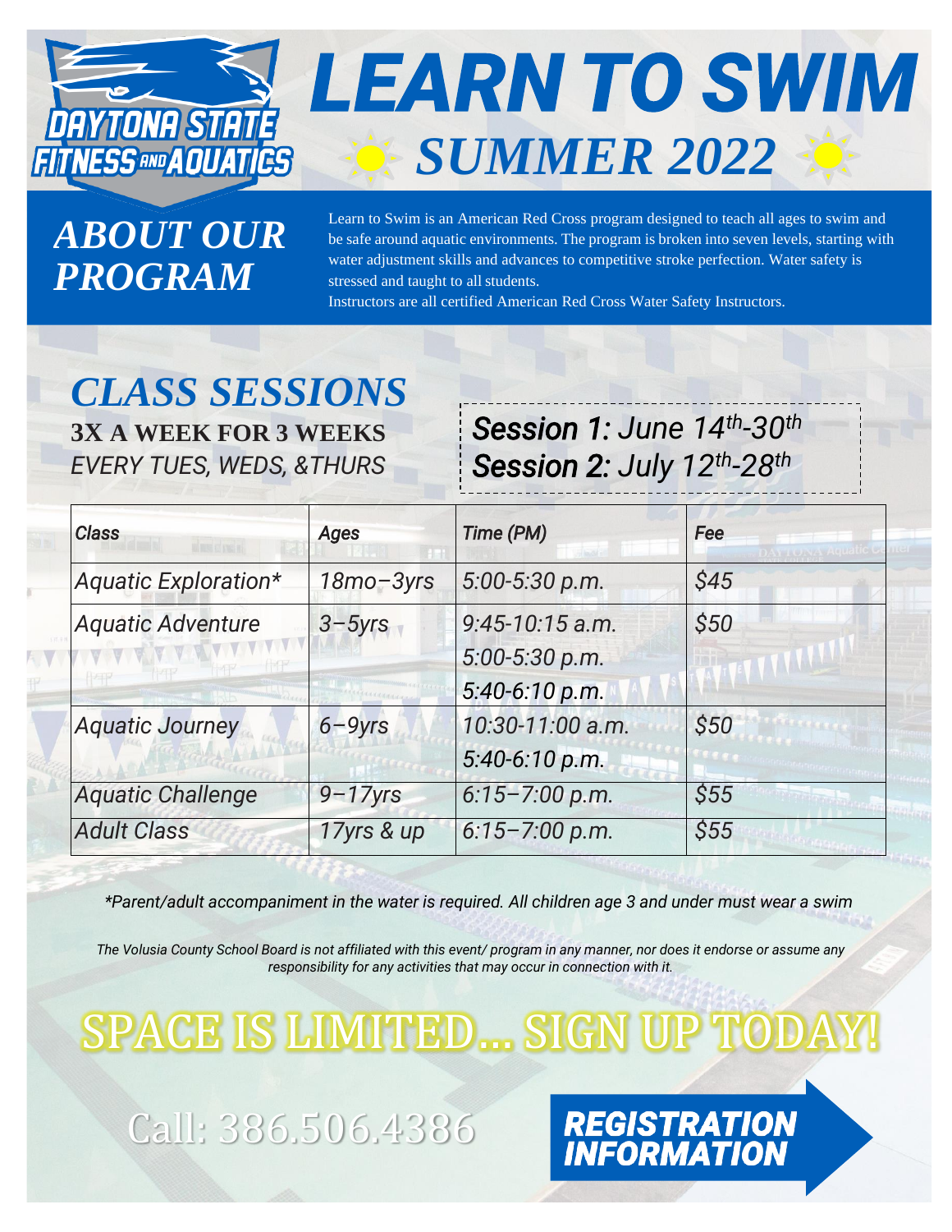DAYTONA STATE FITNESS AND AQUATICS

# LEARN TO SWIM

## SUMMER 2022

## ABOUT OUR PROGRAM

Learn to Swim is an American Red Cross program designed to teach all ages to swim and be safe around aquatic environments. The program is broken into seven levels, starting with water adjustment skills and advances to competitive stroke perfection. Water safety is stressed and taught to all students.
Instructors are all certified American Red Cross Water Safety Instructors.

## CLASS SESSIONS

**3X A WEEK FOR 3 WEEKS**
*EVERY TUES, WEDS, &THURS*

*Session 1: June 14th-30th*
*Session 2: July 12th-28th*

| Class | Ages | Time (PM) | Fee |
|---|---|---|---|
| Aquatic Exploration* | 18mo–3yrs | 5:00-5:30 p.m. | $45 |
| Aquatic Adventure | 3–5yrs | 9:45-10:15 a.m.<br>5:00-5:30 p.m.<br>5:40-6:10 p.m. | $50 |
| Aquatic Journey | 6–9yrs | 10:30-11:00 a.m.<br>5:40-6:10 p.m. | $50 |
| Aquatic Challenge | 9–17yrs | 6:15–7:00 p.m. | $55 |
| Adult Class | 17yrs & up | 6:15–7:00 p.m. | $55 |

*\*Parent/adult accompaniment in the water is required. All children age 3 and under must wear a swim*

*The Volusia County School Board is not affiliated with this event/ program in any manner, nor does it endorse or assume any responsibility for any activities that may occur in connection with it.*

# SPACE IS LIMITED... SIGN UP TODAY!

Call: 386.506.4386

**REGISTRATION INFORMATION**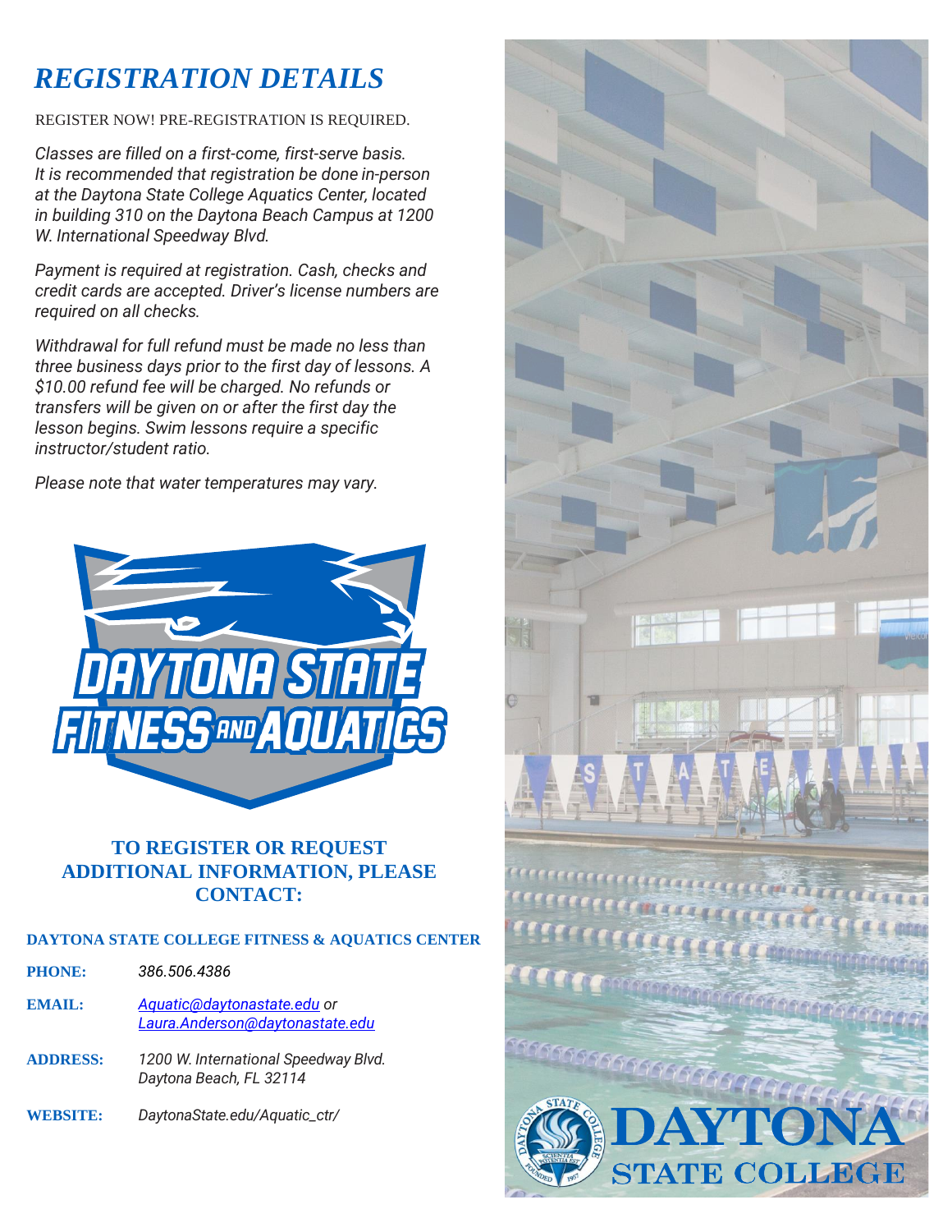# *REGISTRATION DETAILS*

REGISTER NOW! PRE-REGISTRATION IS REQUIRED.

*Classes are filled on a first-come, first-serve basis. It is recommended that registration be done in-person at the Daytona State College Aquatics Center, located in building 310 on the Daytona Beach Campus at 1200 W. International Speedway Blvd.*

*Payment is required at registration. Cash, checks and credit cards are accepted. Driver's license numbers are required on all checks.*

*Withdrawal for full refund must be made no less than three business days prior to the first day of lessons. A $10.00 refund fee will be charged. No refunds or transfers will be given on or after the first day the lesson begins. Swim lessons require a specific instructor/student ratio.*

*Please note that water temperatures may vary.*

DAYTONA STATE FITNESS AND AQUATICS

## TO REGISTER OR REQUEST ADDITIONAL INFORMATION, PLEASE CONTACT:

**DAYTONA STATE COLLEGE FITNESS & AQUATICS CENTER**

**PHONE:** *386.506.4386*

**EMAIL:** *Aquatic@daytonastate.edu or Laura.Anderson@daytonastate.edu*

**ADDRESS:** *1200 W. International Speedway Blvd. Daytona Beach, FL 32114*

**WEBSITE:** *DaytonaState.edu/Aquatic_ctr/*

DAYTONA STATE COLLEGE